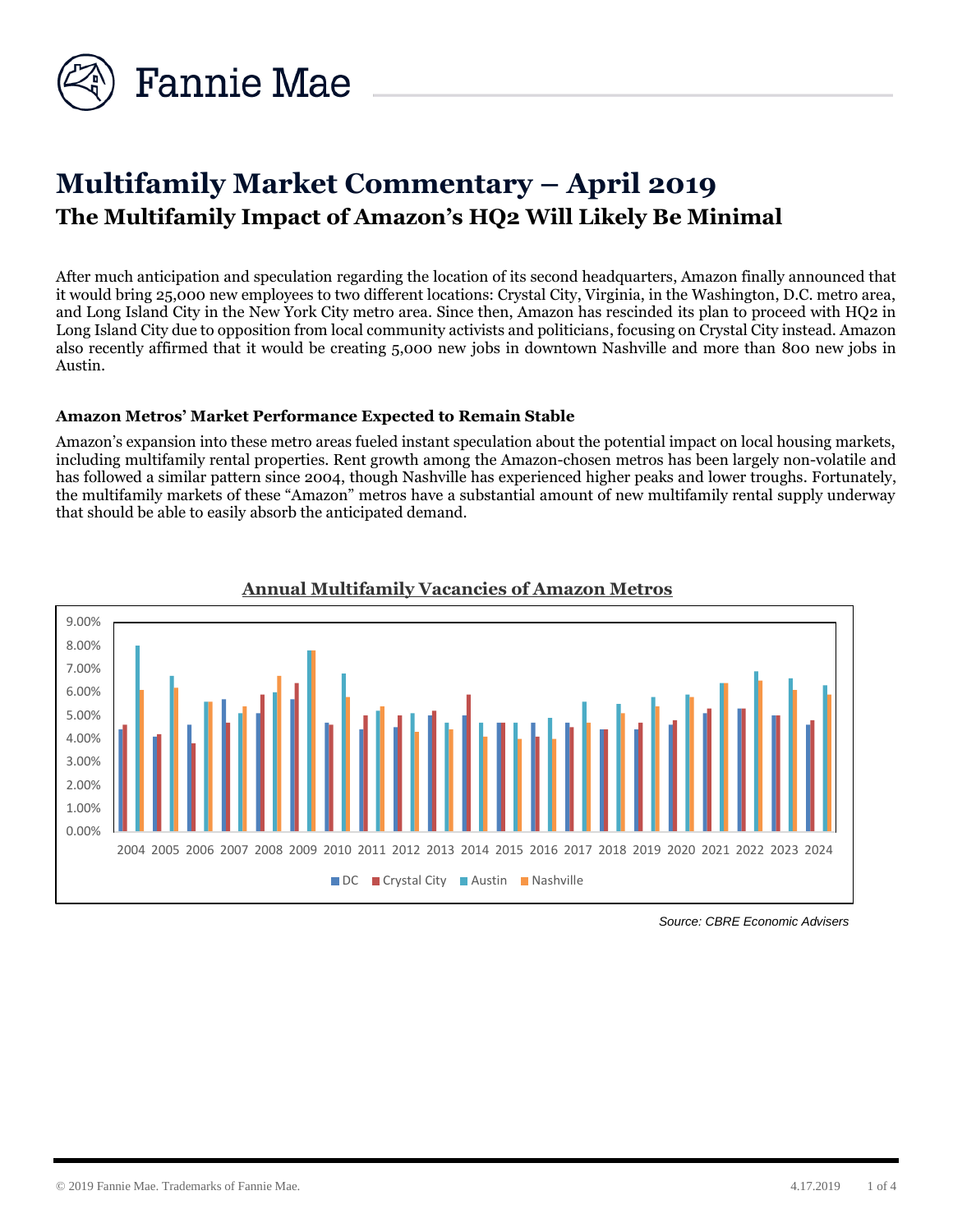# Multifamily Market Commentary – April 2019

## The Multifamily Impact of Amazon's HQ2 Will Likely Be Minimal

After much anticipation and speculation regarding the location of its second headquarters, Amazon finally announced that it would bring 25,000 new employees to two different locations: Crystal City, Virginia, in the Washington, D.C. metro area, and Long Island City in the New York City metro area. Since then, Amazon has rescinded its plan to proceed with HQ2 in Long Island City due to opposition from local community activists and politicians, focusing on Crystal City instead. Amazon also recently affirmed that it would be creating 5,000 new jobs in downtown Nashville and more than 800 new jobs in Austin.

**Amazon Metros' Market Performance Expected to Remain Stable**

Amazon's expansion into these metro areas fueled instant speculation about the potential impact on local housing markets, including multifamily rental properties. Rent growth among the Amazon-chosen metros has been largely non-volatile and has followed a similar pattern since 2004, though Nashville has experienced higher peaks and lower troughs. Fortunately, the multifamily markets of these "Amazon" metros have a substantial amount of new multifamily rental supply underway that should be able to easily absorb the anticipated demand.

**Annual Multifamily Vacancies of Amazon Metros**

*Source: CBRE Economic Advisers*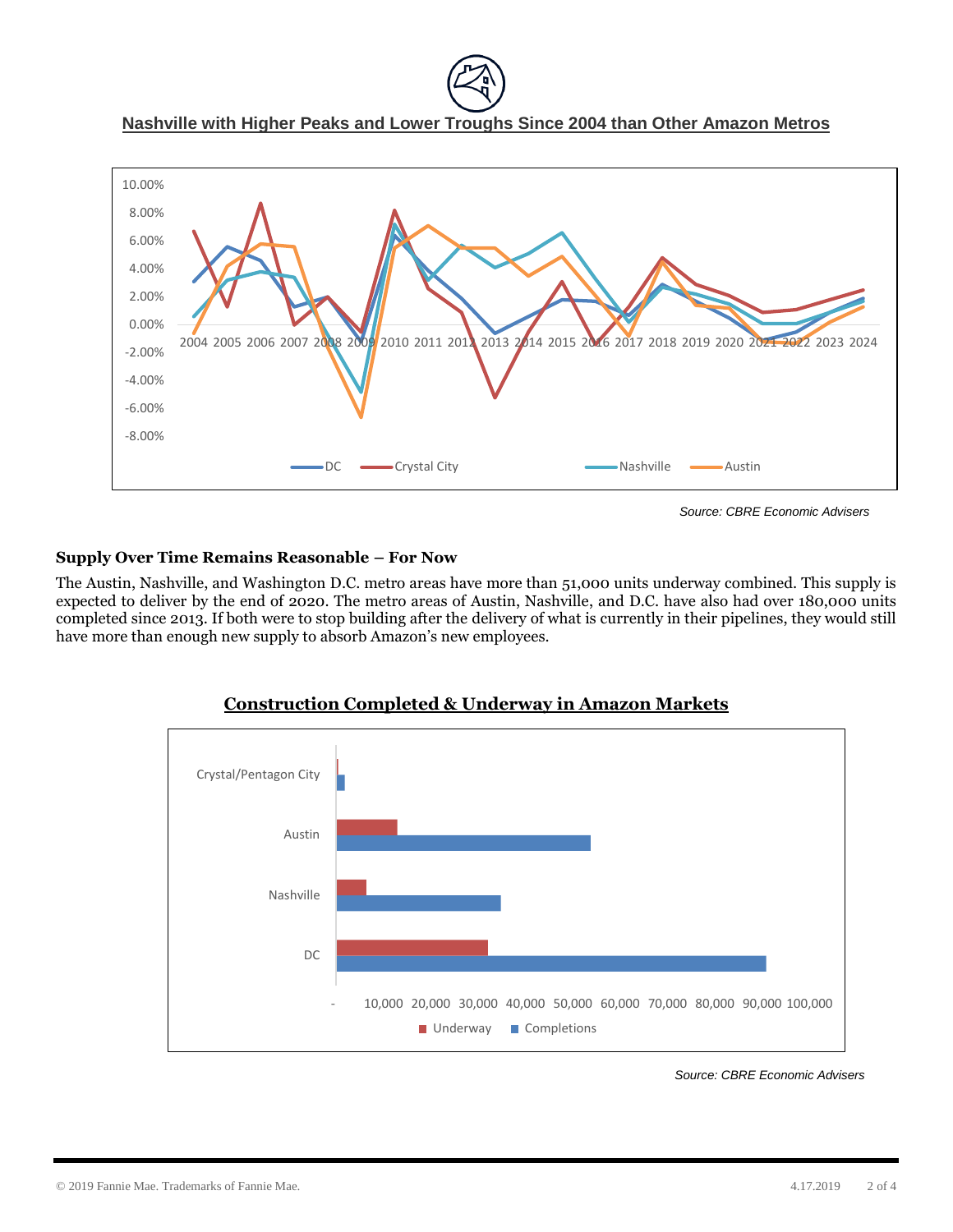## Nashville with Higher Peaks and Lower Troughs Since 2004 than Other Amazon Metros

*Source: CBRE Economic Advisers*

**Supply Over Time Remains Reasonable – For Now**

The Austin, Nashville, and Washington D.C. metro areas have more than 51,000 units underway combined. This supply is expected to deliver by the end of 2020. The metro areas of Austin, Nashville, and D.C. have also had over 180,000 units completed since 2013. If both were to stop building after the delivery of what is currently in their pipelines, they would still have more than enough new supply to absorb Amazon's new employees.

## Construction Completed & Underway in Amazon Markets

*Source: CBRE Economic Advisers*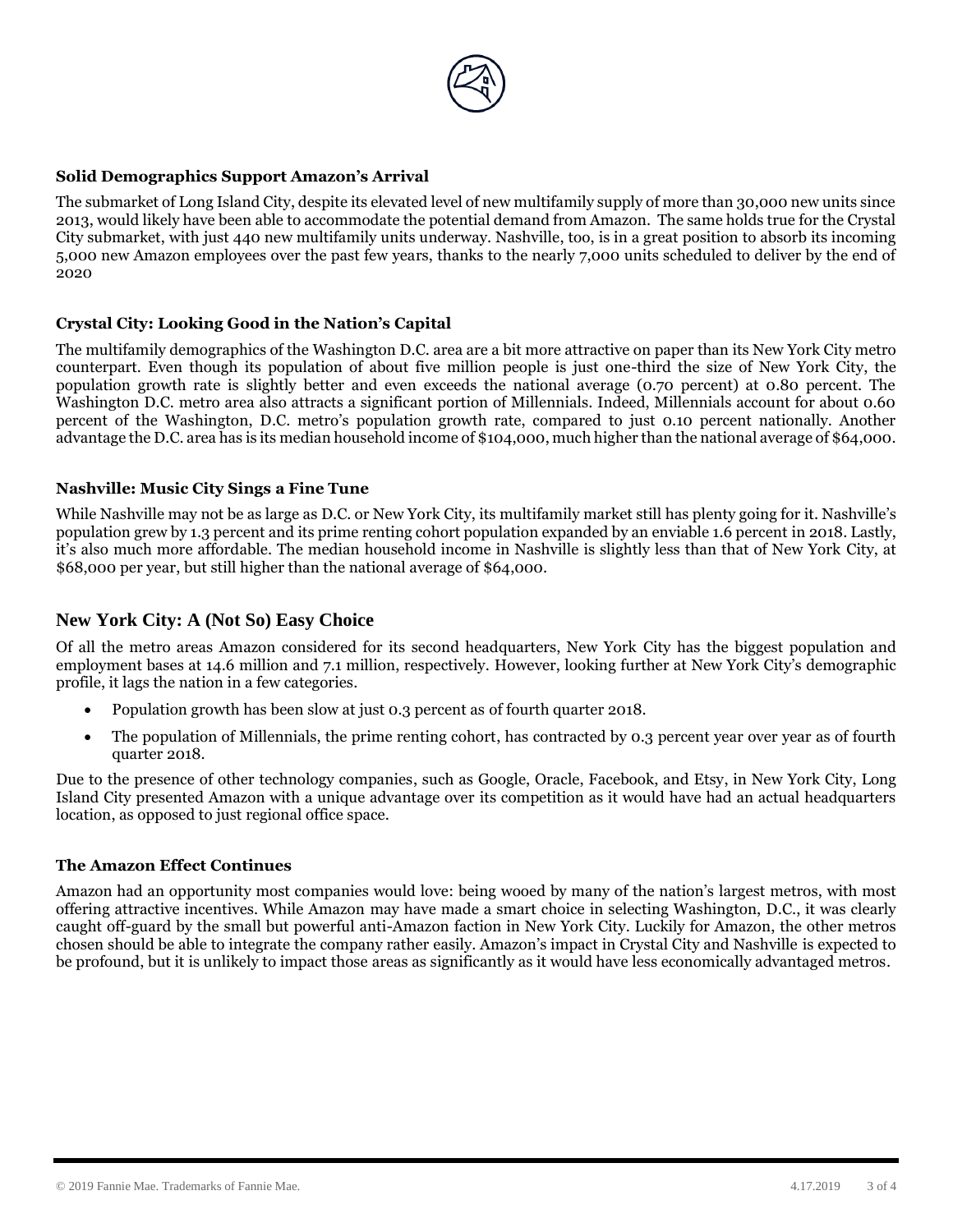### Solid Demographics Support Amazon's Arrival

The submarket of Long Island City, despite its elevated level of new multifamily supply of more than 30,000 new units since 2013, would likely have been able to accommodate the potential demand from Amazon. The same holds true for the Crystal City submarket, with just 440 new multifamily units underway. Nashville, too, is in a great position to absorb its incoming 5,000 new Amazon employees over the past few years, thanks to the nearly 7,000 units scheduled to deliver by the end of 2020

### Crystal City: Looking Good in the Nation's Capital

The multifamily demographics of the Washington D.C. area are a bit more attractive on paper than its New York City metro counterpart. Even though its population of about five million people is just one-third the size of New York City, the population growth rate is slightly better and even exceeds the national average (0.70 percent) at 0.80 percent. The Washington D.C. metro area also attracts a significant portion of Millennials. Indeed, Millennials account for about 0.60 percent of the Washington, D.C. metro's population growth rate, compared to just 0.10 percent nationally. Another advantage the D.C. area has is its median household income of $104,000, much higher than the national average of $64,000.

### Nashville: Music City Sings a Fine Tune

While Nashville may not be as large as D.C. or New York City, its multifamily market still has plenty going for it. Nashville's population grew by 1.3 percent and its prime renting cohort population expanded by an enviable 1.6 percent in 2018. Lastly, it's also much more affordable. The median household income in Nashville is slightly less than that of New York City, at $68,000 per year, but still higher than the national average of $64,000.

## New York City: A (Not So) Easy Choice

Of all the metro areas Amazon considered for its second headquarters, New York City has the biggest population and employment bases at 14.6 million and 7.1 million, respectively. However, looking further at New York City's demographic profile, it lags the nation in a few categories.

- Population growth has been slow at just 0.3 percent as of fourth quarter 2018.
- The population of Millennials, the prime renting cohort, has contracted by 0.3 percent year over year as of fourth quarter 2018.

Due to the presence of other technology companies, such as Google, Oracle, Facebook, and Etsy, in New York City, Long Island City presented Amazon with a unique advantage over its competition as it would have had an actual headquarters location, as opposed to just regional office space.

### The Amazon Effect Continues

Amazon had an opportunity most companies would love: being wooed by many of the nation's largest metros, with most offering attractive incentives. While Amazon may have made a smart choice in selecting Washington, D.C., it was clearly caught off-guard by the small but powerful anti-Amazon faction in New York City. Luckily for Amazon, the other metros chosen should be able to integrate the company rather easily. Amazon's impact in Crystal City and Nashville is expected to be profound, but it is unlikely to impact those areas as significantly as it would have less economically advantaged metros.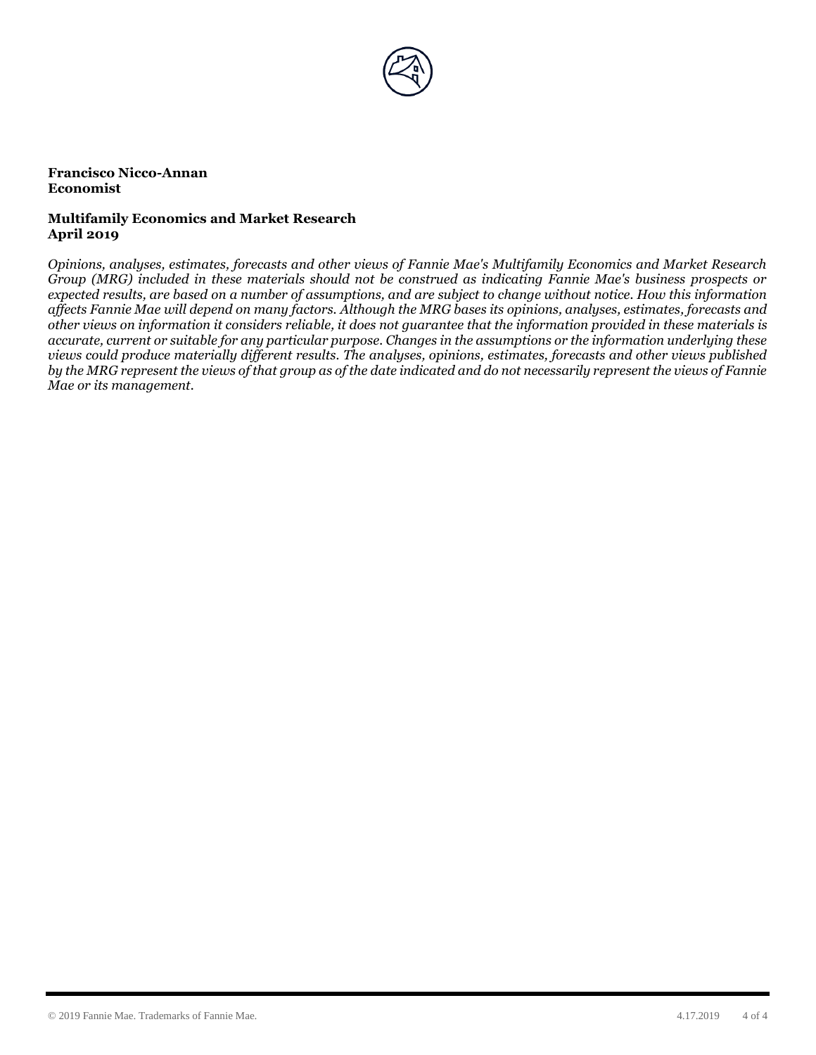**Francisco Nicco-Annan**
**Economist**

**Multifamily Economics and Market Research**
**April 2019**

*Opinions, analyses, estimates, forecasts and other views of Fannie Mae's Multifamily Economics and Market Research Group (MRG) included in these materials should not be construed as indicating Fannie Mae's business prospects or expected results, are based on a number of assumptions, and are subject to change without notice. How this information affects Fannie Mae will depend on many factors. Although the MRG bases its opinions, analyses, estimates, forecasts and other views on information it considers reliable, it does not guarantee that the information provided in these materials is accurate, current or suitable for any particular purpose. Changes in the assumptions or the information underlying these views could produce materially different results. The analyses, opinions, estimates, forecasts and other views published by the MRG represent the views of that group as of the date indicated and do not necessarily represent the views of Fannie Mae or its management.*